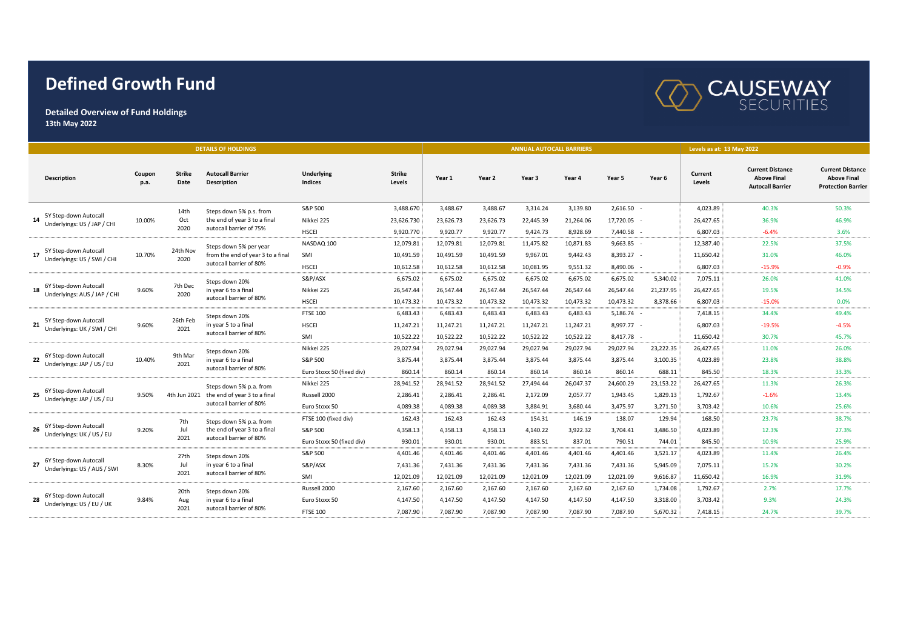# Defined Growth Fund

**Detailed Overview of Fund Holdings**
**13th May 2022**

CAUSEWAY SECURITIES

| DETAILS OF HOLDINGS | | | | | | | | ANNUAL AUTOCALL BARRIERS | | | | | | Levels as at: 13 May 2022 | | |
|---|---|---|---|---|---|---|---|---|---|---|---|---|---|---|---|---|
| | Description | Coupon p.a. | Strike Date | Autocall Barrier Description | Underlying Indices | Strike Levels | Year 1 | Year 2 | Year 3 | Year 4 | Year 5 | Year 6 | Current Levels | Current Distance Above Final Autocall Barrier | Current Distance Above Final Protection Barrier |
| 14 | 5Y Step-down Autocall Underlyings: US / JAP / CHI | 10.00% | 14th Oct 2020 | Steps down 5% p.s. from the end of year 3 to a final autocall barrier of 75% | S&P 500 | 3,488.670 | 3,488.67 | 3,488.67 | 3,314.24 | 3,139.80 | 2,616.50 | - | 4,023.89 | 40.3% | 50.3% |
| | | | | | Nikkei 225 | 23,626.730 | 23,626.73 | 23,626.73 | 22,445.39 | 21,264.06 | 17,720.05 | - | 26,427.65 | 36.9% | 46.9% |
| | | | | | HSCEI | 9,920.770 | 9,920.77 | 9,920.77 | 9,424.73 | 8,928.69 | 7,440.58 | - | 6,807.03 | -6.4% | 3.6% |
| 17 | 5Y Step-down Autocall Underlyings: US / SWI / CHI | 10.70% | 24th Nov 2020 | Steps down 5% per year from the end of year 3 to a final autocall barrier of 80% | NASDAQ 100 | 12,079.81 | 12,079.81 | 12,079.81 | 11,475.82 | 10,871.83 | 9,663.85 | - | 12,387.40 | 22.5% | 37.5% |
| | | | | | SMI | 10,491.59 | 10,491.59 | 10,491.59 | 9,967.01 | 9,442.43 | 8,393.27 | - | 11,650.42 | 31.0% | 46.0% |
| | | | | | HSCEI | 10,612.58 | 10,612.58 | 10,612.58 | 10,081.95 | 9,551.32 | 8,490.06 | - | 6,807.03 | -15.9% | -0.9% |
| 18 | 6Y Step-down Autocall Underlyings: AUS / JAP / CHI | 9.60% | 7th Dec 2020 | Steps down 20% in year 6 to a final autocall barrier of 80% | S&P/ASX | 6,675.02 | 6,675.02 | 6,675.02 | 6,675.02 | 6,675.02 | 6,675.02 | 5,340.02 | 7,075.11 | 26.0% | 41.0% |
| | | | | | Nikkei 225 | 26,547.44 | 26,547.44 | 26,547.44 | 26,547.44 | 26,547.44 | 26,547.44 | 21,237.95 | 26,427.65 | 19.5% | 34.5% |
| | | | | | HSCEI | 10,473.32 | 10,473.32 | 10,473.32 | 10,473.32 | 10,473.32 | 10,473.32 | 8,378.66 | 6,807.03 | -15.0% | 0.0% |
| 21 | 5Y Step-down Autocall Underlyings: UK / SWI / CHI | 9.60% | 26th Feb 2021 | Steps down 20% in year 5 to a final autocall barrier of 80% | FTSE 100 | 6,483.43 | 6,483.43 | 6,483.43 | 6,483.43 | 6,483.43 | 5,186.74 | - | 7,418.15 | 34.4% | 49.4% |
| | | | | | HSCEI | 11,247.21 | 11,247.21 | 11,247.21 | 11,247.21 | 11,247.21 | 8,997.77 | - | 6,807.03 | -19.5% | -4.5% |
| | | | | | SMI | 10,522.22 | 10,522.22 | 10,522.22 | 10,522.22 | 10,522.22 | 8,417.78 | - | 11,650.42 | 30.7% | 45.7% |
| 22 | 6Y Step-down Autocall Underlyings: JAP / US / EU | 10.40% | 9th Mar 2021 | Steps down 20% in year 6 to a final autocall barrier of 80% | Nikkei 225 | 29,027.94 | 29,027.94 | 29,027.94 | 29,027.94 | 29,027.94 | 29,027.94 | 23,222.35 | 26,427.65 | 11.0% | 26.0% |
| | | | | | S&P 500 | 3,875.44 | 3,875.44 | 3,875.44 | 3,875.44 | 3,875.44 | 3,875.44 | 3,100.35 | 4,023.89 | 23.8% | 38.8% |
| | | | | | Euro Stoxx 50 (fixed div) | 860.14 | 860.14 | 860.14 | 860.14 | 860.14 | 860.14 | 688.11 | 845.50 | 18.3% | 33.3% |
| 25 | 6Y Step-down Autocall Underlyings: JAP / US / EU | 9.50% | 4th Jun 2021 | Steps down 5% p.a. from the end of year 3 to a final autocall barrier of 80% | Nikkei 225 | 28,941.52 | 28,941.52 | 28,941.52 | 27,494.44 | 26,047.37 | 24,600.29 | 23,153.22 | 26,427.65 | 11.3% | 26.3% |
| | | | | | Russell 2000 | 2,286.41 | 2,286.41 | 2,286.41 | 2,172.09 | 2,057.77 | 1,943.45 | 1,829.13 | 1,792.67 | -1.6% | 13.4% |
| | | | | | Euro Stoxx 50 | 4,089.38 | 4,089.38 | 4,089.38 | 3,884.91 | 3,680.44 | 3,475.97 | 3,271.50 | 3,703.42 | 10.6% | 25.6% |
| 26 | 6Y Step-down Autocall Underlyings: UK / US / EU | 9.20% | 7th Jul 2021 | Steps down 5% p.a. from the end of year 3 to a final autocall barrier of 80% | FTSE 100 (fixed div) | 162.43 | 162.43 | 162.43 | 154.31 | 146.19 | 138.07 | 129.94 | 168.50 | 23.7% | 38.7% |
| | | | | | S&P 500 | 4,358.13 | 4,358.13 | 4,358.13 | 4,140.22 | 3,922.32 | 3,704.41 | 3,486.50 | 4,023.89 | 12.3% | 27.3% |
| | | | | | Euro Stoxx 50 (fixed div) | 930.01 | 930.01 | 930.01 | 883.51 | 837.01 | 790.51 | 744.01 | 845.50 | 10.9% | 25.9% |
| 27 | 6Y Step-down Autocall Underlyings: US / AUS / SWI | 8.30% | 27th Jul 2021 | Steps down 20% in year 6 to a final autocall barrier of 80% | S&P 500 | 4,401.46 | 4,401.46 | 4,401.46 | 4,401.46 | 4,401.46 | 4,401.46 | 3,521.17 | 4,023.89 | 11.4% | 26.4% |
| | | | | | S&P/ASX | 7,431.36 | 7,431.36 | 7,431.36 | 7,431.36 | 7,431.36 | 7,431.36 | 5,945.09 | 7,075.11 | 15.2% | 30.2% |
| | | | | | SMI | 12,021.09 | 12,021.09 | 12,021.09 | 12,021.09 | 12,021.09 | 12,021.09 | 9,616.87 | 11,650.42 | 16.9% | 31.9% |
| 28 | 6Y Step-down Autocall Underlyings: US / EU / UK | 9.84% | 20th Aug 2021 | Steps down 20% in year 6 to a final autocall barrier of 80% | Russell 2000 | 2,167.60 | 2,167.60 | 2,167.60 | 2,167.60 | 2,167.60 | 2,167.60 | 1,734.08 | 1,792.67 | 2.7% | 17.7% |
| | | | | | Euro Stoxx 50 | 4,147.50 | 4,147.50 | 4,147.50 | 4,147.50 | 4,147.50 | 4,147.50 | 3,318.00 | 3,703.42 | 9.3% | 24.3% |
| | | | | | FTSE 100 | 7,087.90 | 7,087.90 | 7,087.90 | 7,087.90 | 7,087.90 | 7,087.90 | 5,670.32 | 7,418.15 | 24.7% | 39.7% |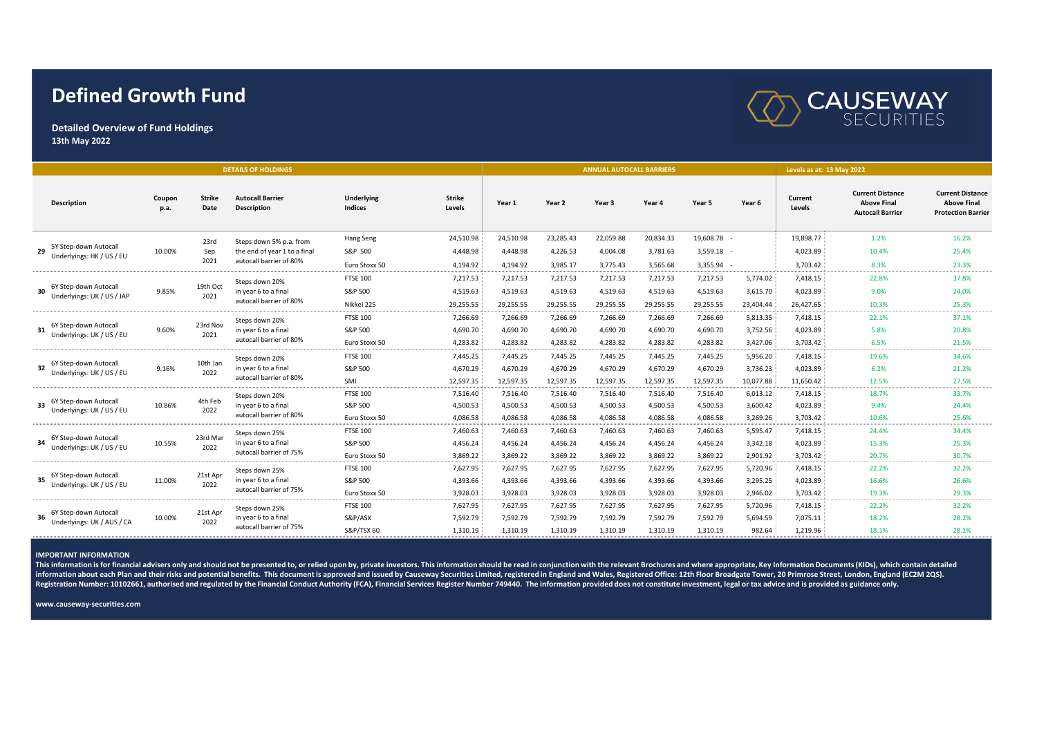# Defined Growth Fund

**Detailed Overview of Fund Holdings**
**13th May 2022**

| DETAILS OF HOLDINGS | | | | | | | ANNUAL AUTOCALL BARRIERS | | | | | | Levels as at: 13 May 2022 | | |
|---|---|---|---|---|---|---|---|---|---|---|---|---|---|---|---|
| | Description | Coupon p.a. | Strike Date | Autocall Barrier Description | Underlying Indices | Strike Levels | Year 1 | Year 2 | Year 3 | Year 4 | Year 5 | Year 6 | Current Levels | Current Distance Above Final Autocall Barrier | Current Distance Above Final Protection Barrier |
| 29 | 5Y Step-down Autocall Underlyings: HK / US / EU | 10.00% | 23rd Sep 2021 | Steps down 5% p.a. from the end of year 1 to a final autocall barrier of 80% | Hang Seng | 24,510.98 | 24,510.98 | 23,285.43 | 22,059.88 | 20,834.33 | 19,608.78 | - | 19,898.77 | 1.2% | 16.2% |
| | | | | | S&P 500 | 4,448.98 | 4,448.98 | 4,226.53 | 4,004.08 | 3,781.63 | 3,559.18 | - | 4,023.89 | 10.4% | 25.4% |
| | | | | | Euro Stoxx 50 | 4,194.92 | 4,194.92 | 3,985.17 | 3,775.43 | 3,565.68 | 3,355.94 | - | 3,703.42 | 8.3% | 23.3% |
| 30 | 6Y Step-down Autocall Underlyings: UK / US / JAP | 9.85% | 19th Oct 2021 | Steps down 20% in year 6 to a final autocall barrier of 80% | FTSE 100 | 7,217.53 | 7,217.53 | 7,217.53 | 7,217.53 | 7,217.53 | 7,217.53 | 5,774.02 | 7,418.15 | 22.8% | 37.8% |
| | | | | | S&P 500 | 4,519.63 | 4,519.63 | 4,519.63 | 4,519.63 | 4,519.63 | 4,519.63 | 3,615.70 | 4,023.89 | 9.0% | 24.0% |
| | | | | | Nikkei 225 | 29,255.55 | 29,255.55 | 29,255.55 | 29,255.55 | 29,255.55 | 29,255.55 | 23,404.44 | 26,427.65 | 10.3% | 25.3% |
| 31 | 6Y Step-down Autocall Underlyings: UK / US / EU | 9.60% | 23rd Nov 2021 | Steps down 20% in year 6 to a final autocall barrier of 80% | FTSE 100 | 7,266.69 | 7,266.69 | 7,266.69 | 7,266.69 | 7,266.69 | 7,266.69 | 5,813.35 | 7,418.15 | 22.1% | 37.1% |
| | | | | | S&P 500 | 4,690.70 | 4,690.70 | 4,690.70 | 4,690.70 | 4,690.70 | 4,690.70 | 3,752.56 | 4,023.89 | 5.8% | 20.8% |
| | | | | | Euro Stoxx 50 | 4,283.82 | 4,283.82 | 4,283.82 | 4,283.82 | 4,283.82 | 4,283.82 | 3,427.06 | 3,703.42 | 6.5% | 21.5% |
| 32 | 6Y Step-down Autocall Underlyings: UK / US / EU | 9.16% | 10th Jan 2022 | Steps down 20% in year 6 to a final autocall barrier of 80% | FTSE 100 | 7,445.25 | 7,445.25 | 7,445.25 | 7,445.25 | 7,445.25 | 7,445.25 | 5,956.20 | 7,418.15 | 19.6% | 34.6% |
| | | | | | S&P 500 | 4,670.29 | 4,670.29 | 4,670.29 | 4,670.29 | 4,670.29 | 4,670.29 | 3,736.23 | 4,023.89 | 6.2% | 21.2% |
| | | | | | SMI | 12,597.35 | 12,597.35 | 12,597.35 | 12,597.35 | 12,597.35 | 12,597.35 | 10,077.88 | 11,650.42 | 12.5% | 27.5% |
| 33 | 6Y Step-down Autocall Underlyings: UK / US / EU | 10.86% | 4th Feb 2022 | Steps down 20% in year 6 to a final autocall barrier of 80% | FTSE 100 | 7,516.40 | 7,516.40 | 7,516.40 | 7,516.40 | 7,516.40 | 7,516.40 | 6,013.12 | 7,418.15 | 18.7% | 33.7% |
| | | | | | S&P 500 | 4,500.53 | 4,500.53 | 4,500.53 | 4,500.53 | 4,500.53 | 4,500.53 | 3,600.42 | 4,023.89 | 9.4% | 24.4% |
| | | | | | Euro Stoxx 50 | 4,086.58 | 4,086.58 | 4,086.58 | 4,086.58 | 4,086.58 | 4,086.58 | 3,269.26 | 3,703.42 | 10.6% | 25.6% |
| 34 | 6Y Step-down Autocall Underlyings: UK / US / EU | 10.55% | 23rd Mar 2022 | Steps down 25% in year 6 to a final autocall barrier of 75% | FTSE 100 | 7,460.63 | 7,460.63 | 7,460.63 | 7,460.63 | 7,460.63 | 7,460.63 | 5,595.47 | 7,418.15 | 24.4% | 34.4% |
| | | | | | S&P 500 | 4,456.24 | 4,456.24 | 4,456.24 | 4,456.24 | 4,456.24 | 4,456.24 | 3,342.18 | 4,023.89 | 15.3% | 25.3% |
| | | | | | Euro Stoxx 50 | 3,869.22 | 3,869.22 | 3,869.22 | 3,869.22 | 3,869.22 | 3,869.22 | 2,901.92 | 3,703.42 | 20.7% | 30.7% |
| 35 | 6Y Step-down Autocall Underlyings: UK / US / EU | 11.00% | 21st Apr 2022 | Steps down 25% in year 6 to a final autocall barrier of 75% | FTSE 100 | 7,627.95 | 7,627.95 | 7,627.95 | 7,627.95 | 7,627.95 | 7,627.95 | 5,720.96 | 7,418.15 | 22.2% | 32.2% |
| | | | | | S&P 500 | 4,393.66 | 4,393.66 | 4,393.66 | 4,393.66 | 4,393.66 | 4,393.66 | 3,295.25 | 4,023.89 | 16.6% | 26.6% |
| | | | | | Euro Stoxx 50 | 3,928.03 | 3,928.03 | 3,928.03 | 3,928.03 | 3,928.03 | 3,928.03 | 2,946.02 | 3,703.42 | 19.3% | 29.3% |
| 36 | 6Y Step-down Autocall Underlyings: UK / AUS / CA | 10.00% | 21st Apr 2022 | Steps down 25% in year 6 to a final autocall barrier of 75% | FTSE 100 | 7,627.95 | 7,627.95 | 7,627.95 | 7,627.95 | 7,627.95 | 7,627.95 | 5,720.96 | 7,418.15 | 22.2% | 32.2% |
| | | | | | S&P/ASX | 7,592.79 | 7,592.79 | 7,592.79 | 7,592.79 | 7,592.79 | 7,592.79 | 5,694.59 | 7,075.11 | 18.2% | 28.2% |
| | | | | | S&P/TSX 60 | 1,310.19 | 1,310.19 | 1,310.19 | 1,310.19 | 1,310.19 | 1,310.19 | 982.64 | 1,219.96 | 18.1% | 28.1% |

**IMPORTANT INFORMATION**

**This information is for financial advisers only and should not be presented to, or relied upon by, private investors. This information should be read in conjunction with the relevant Brochures and where appropriate, Key Information Documents (KIDs), which contain detailed information about each Plan and their risks and potential benefits. This document is approved and issued by Causeway Securities Limited, registered in England and Wales, Registered Office: 12th Floor Broadgate Tower, 20 Primrose Street, London, England (EC2M 2QS). Registration Number: 10102661, authorised and regulated by the Financial Conduct Authority (FCA), Financial Services Register Number 749440. The information provided does not constitute investment, legal or tax advice and is provided as guidance only.**

**www.causeway-securities.com**